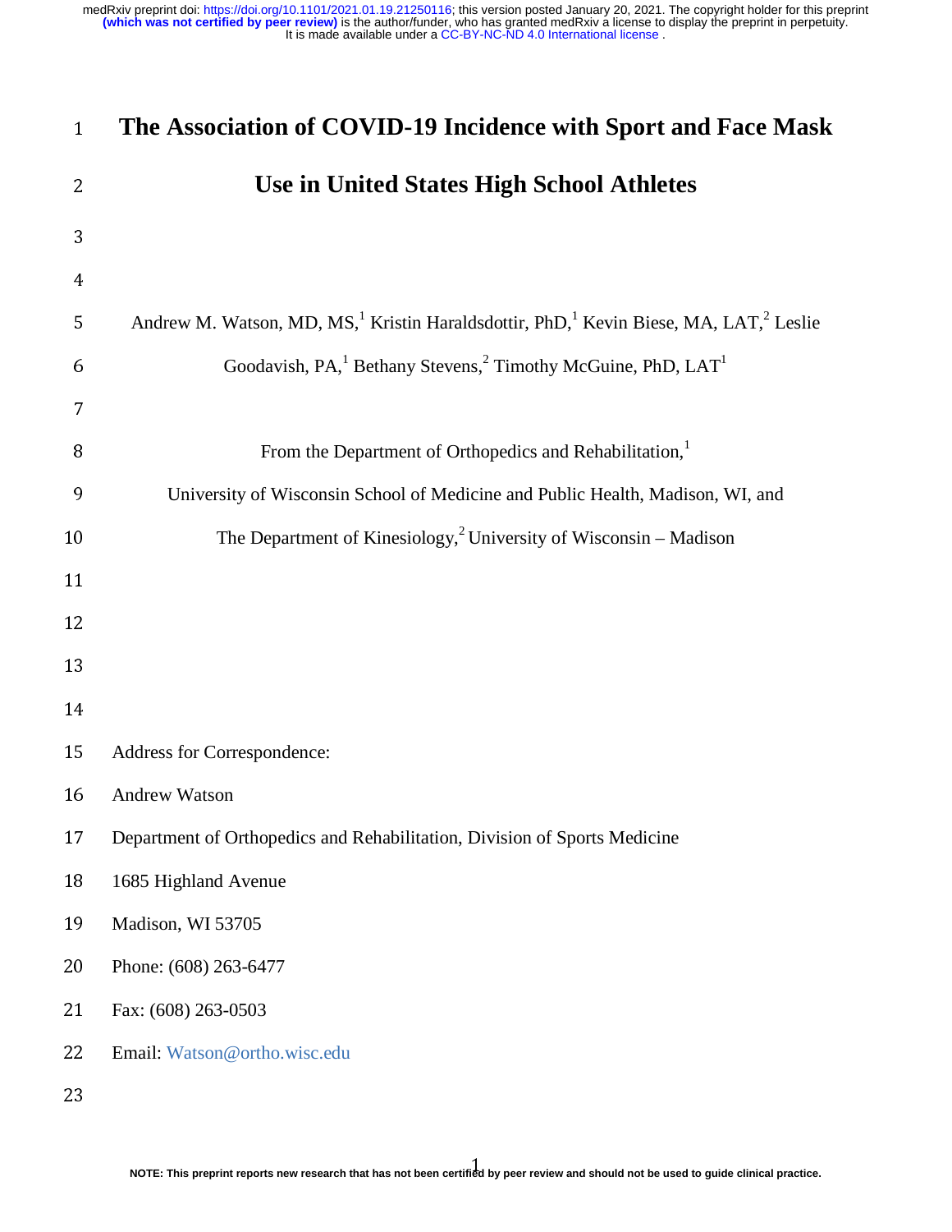# The Association of COVID-19 Incidence with Sport and Face Mask Use in United States High School Athletes

Andrew M. Watson, MD, MS,[1] Kristin Haraldsdottir, PhD,[1] Kevin Biese, MA, LAT,[2] Leslie Goodavish, PA,[1] Bethany Stevens,[2] Timothy McGuine, PhD, LAT[1]

From the Department of Orthopedics and Rehabilitation,[1]
University of Wisconsin School of Medicine and Public Health, Madison, WI, and
The Department of Kinesiology,[2] University of Wisconsin – Madison

Address for Correspondence:
Andrew Watson
Department of Orthopedics and Rehabilitation, Division of Sports Medicine
1685 Highland Avenue
Madison, WI 53705
Phone: (608) 263-6477
Fax: (608) 263-0503
Email: Watson@ortho.wisc.edu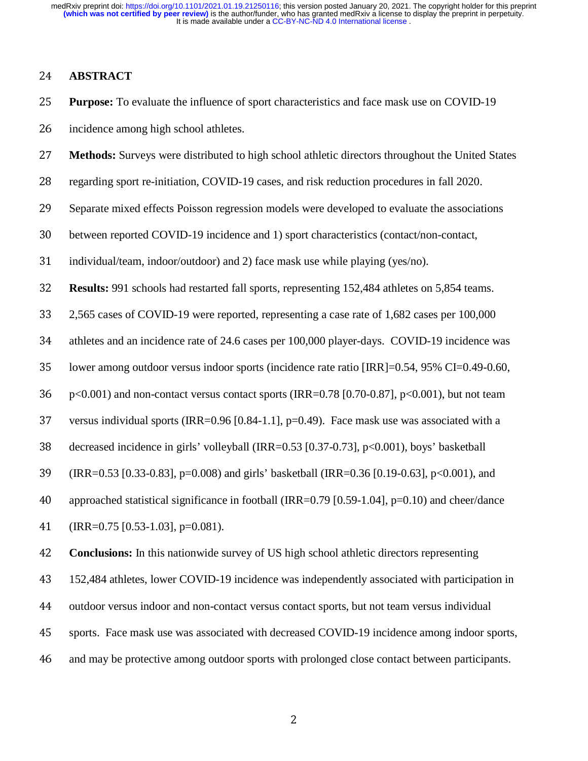## ABSTRACT

**Purpose:** To evaluate the influence of sport characteristics and face mask use on COVID-19 incidence among high school athletes.

**Methods:** Surveys were distributed to high school athletic directors throughout the United States regarding sport re-initiation, COVID-19 cases, and risk reduction procedures in fall 2020. Separate mixed effects Poisson regression models were developed to evaluate the associations between reported COVID-19 incidence and 1) sport characteristics (contact/non-contact, individual/team, indoor/outdoor) and 2) face mask use while playing (yes/no).

**Results:** 991 schools had restarted fall sports, representing 152,484 athletes on 5,854 teams. 2,565 cases of COVID-19 were reported, representing a case rate of 1,682 cases per 100,000 athletes and an incidence rate of 24.6 cases per 100,000 player-days. COVID-19 incidence was lower among outdoor versus indoor sports (incidence rate ratio [IRR]=0.54, 95% CI=0.49-0.60, $p<0.001$) and non-contact versus contact sports (IRR=0.78 [0.70-0.87], $p<0.001$), but not team versus individual sports (IRR=0.96 [0.84-1.1], $p=0.49$). Face mask use was associated with a decreased incidence in girls' volleyball (IRR=0.53 [0.37-0.73], $p<0.001$), boys' basketball (IRR=0.53 [0.33-0.83], $p=0.008$) and girls' basketball (IRR=0.36 [0.19-0.63], $p<0.001$), and approached statistical significance in football (IRR=0.79 [0.59-1.04], $p=0.10$) and cheer/dance (IRR=0.75 [0.53-1.03], $p=0.081$).

**Conclusions:** In this nationwide survey of US high school athletic directors representing 152,484 athletes, lower COVID-19 incidence was independently associated with participation in outdoor versus indoor and non-contact versus contact sports, but not team versus individual sports. Face mask use was associated with decreased COVID-19 incidence among indoor sports, and may be protective among outdoor sports with prolonged close contact between participants.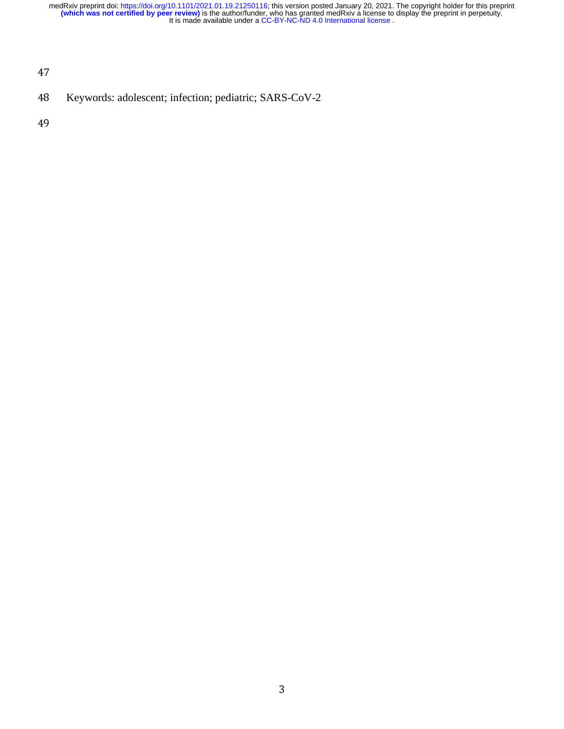Keywords: adolescent; infection; pediatric; SARS-CoV-2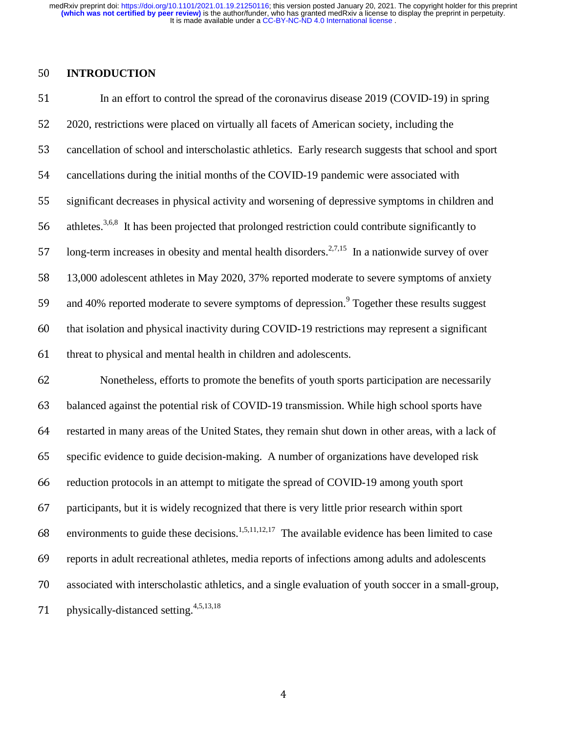## INTRODUCTION

In an effort to control the spread of the coronavirus disease 2019 (COVID-19) in spring 2020, restrictions were placed on virtually all facets of American society, including the cancellation of school and interscholastic athletics. Early research suggests that school and sport cancellations during the initial months of the COVID-19 pandemic were associated with significant decreases in physical activity and worsening of depressive symptoms in children and athletes.[3,6,8] It has been projected that prolonged restriction could contribute significantly to long-term increases in obesity and mental health disorders.[2,7,15] In a nationwide survey of over 13,000 adolescent athletes in May 2020, 37% reported moderate to severe symptoms of anxiety and 40% reported moderate to severe symptoms of depression.[9] Together these results suggest that isolation and physical inactivity during COVID-19 restrictions may represent a significant threat to physical and mental health in children and adolescents.

Nonetheless, efforts to promote the benefits of youth sports participation are necessarily balanced against the potential risk of COVID-19 transmission. While high school sports have restarted in many areas of the United States, they remain shut down in other areas, with a lack of specific evidence to guide decision-making. A number of organizations have developed risk reduction protocols in an attempt to mitigate the spread of COVID-19 among youth sport participants, but it is widely recognized that there is very little prior research within sport environments to guide these decisions.[1,5,11,12,17] The available evidence has been limited to case reports in adult recreational athletes, media reports of infections among adults and adolescents associated with interscholastic athletics, and a single evaluation of youth soccer in a small-group, physically-distanced setting.[4,5,13,18]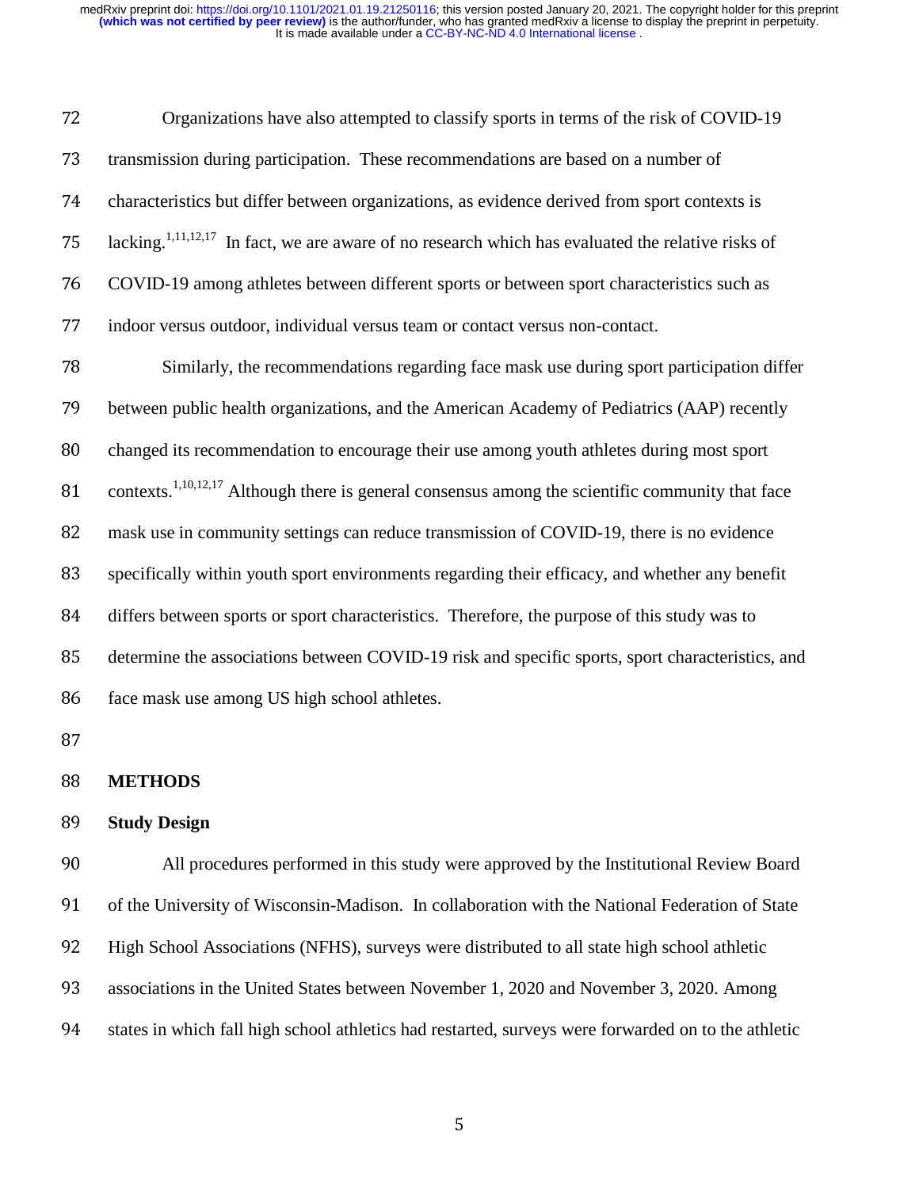Organizations have also attempted to classify sports in terms of the risk of COVID-19 transmission during participation. These recommendations are based on a number of characteristics but differ between organizations, as evidence derived from sport contexts is lacking.[1,11,12,17] In fact, we are aware of no research which has evaluated the relative risks of COVID-19 among athletes between different sports or between sport characteristics such as indoor versus outdoor, individual versus team or contact versus non-contact.

Similarly, the recommendations regarding face mask use during sport participation differ between public health organizations, and the American Academy of Pediatrics (AAP) recently changed its recommendation to encourage their use among youth athletes during most sport contexts.[1,10,12,17] Although there is general consensus among the scientific community that face mask use in community settings can reduce transmission of COVID-19, there is no evidence specifically within youth sport environments regarding their efficacy, and whether any benefit differs between sports or sport characteristics. Therefore, the purpose of this study was to determine the associations between COVID-19 risk and specific sports, sport characteristics, and face mask use among US high school athletes.

## METHODS

### Study Design

All procedures performed in this study were approved by the Institutional Review Board of the University of Wisconsin-Madison. In collaboration with the National Federation of State High School Associations (NFHS), surveys were distributed to all state high school athletic associations in the United States between November 1, 2020 and November 3, 2020. Among states in which fall high school athletics had restarted, surveys were forwarded on to the athletic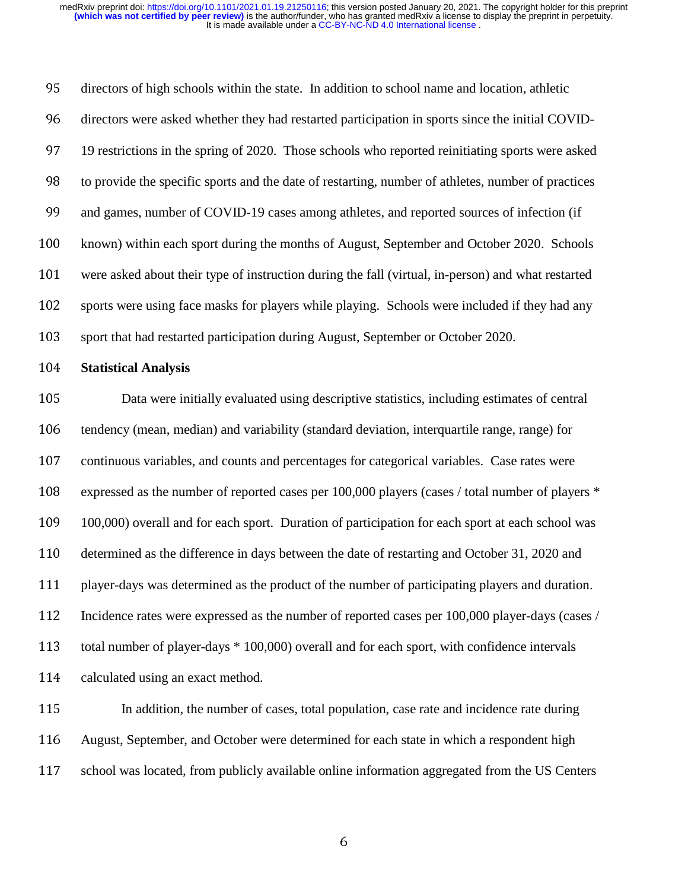directors of high schools within the state. In addition to school name and location, athletic directors were asked whether they had restarted participation in sports since the initial COVID-19 restrictions in the spring of 2020. Those schools who reported reinitiating sports were asked to provide the specific sports and the date of restarting, number of athletes, number of practices and games, number of COVID-19 cases among athletes, and reported sources of infection (if known) within each sport during the months of August, September and October 2020. Schools were asked about their type of instruction during the fall (virtual, in-person) and what restarted sports were using face masks for players while playing. Schools were included if they had any sport that had restarted participation during August, September or October 2020.

**Statistical Analysis**

Data were initially evaluated using descriptive statistics, including estimates of central tendency (mean, median) and variability (standard deviation, interquartile range, range) for continuous variables, and counts and percentages for categorical variables. Case rates were expressed as the number of reported cases per 100,000 players (cases / total number of players * 100,000) overall and for each sport. Duration of participation for each sport at each school was determined as the difference in days between the date of restarting and October 31, 2020 and player-days was determined as the product of the number of participating players and duration. Incidence rates were expressed as the number of reported cases per 100,000 player-days (cases / total number of player-days * 100,000) overall and for each sport, with confidence intervals calculated using an exact method.

In addition, the number of cases, total population, case rate and incidence rate during August, September, and October were determined for each state in which a respondent high school was located, from publicly available online information aggregated from the US Centers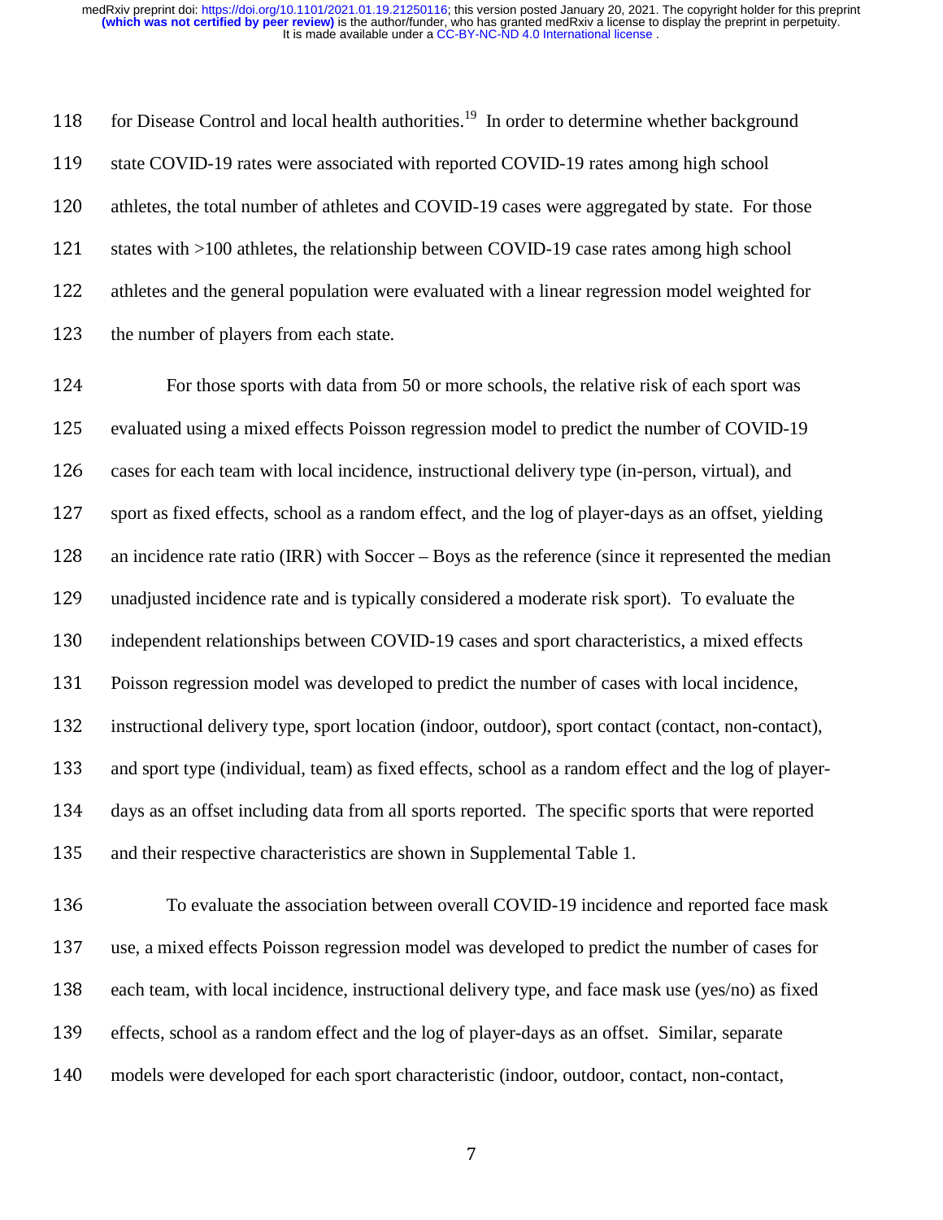for Disease Control and local health authorities.[19] In order to determine whether background state COVID-19 rates were associated with reported COVID-19 rates among high school athletes, the total number of athletes and COVID-19 cases were aggregated by state. For those states with >100 athletes, the relationship between COVID-19 case rates among high school athletes and the general population were evaluated with a linear regression model weighted for the number of players from each state.

For those sports with data from 50 or more schools, the relative risk of each sport was evaluated using a mixed effects Poisson regression model to predict the number of COVID-19 cases for each team with local incidence, instructional delivery type (in-person, virtual), and sport as fixed effects, school as a random effect, and the log of player-days as an offset, yielding an incidence rate ratio (IRR) with Soccer – Boys as the reference (since it represented the median unadjusted incidence rate and is typically considered a moderate risk sport). To evaluate the independent relationships between COVID-19 cases and sport characteristics, a mixed effects Poisson regression model was developed to predict the number of cases with local incidence, instructional delivery type, sport location (indoor, outdoor), sport contact (contact, non-contact), and sport type (individual, team) as fixed effects, school as a random effect and the log of player-days as an offset including data from all sports reported. The specific sports that were reported and their respective characteristics are shown in Supplemental Table 1.

To evaluate the association between overall COVID-19 incidence and reported face mask use, a mixed effects Poisson regression model was developed to predict the number of cases for each team, with local incidence, instructional delivery type, and face mask use (yes/no) as fixed effects, school as a random effect and the log of player-days as an offset. Similar, separate models were developed for each sport characteristic (indoor, outdoor, contact, non-contact,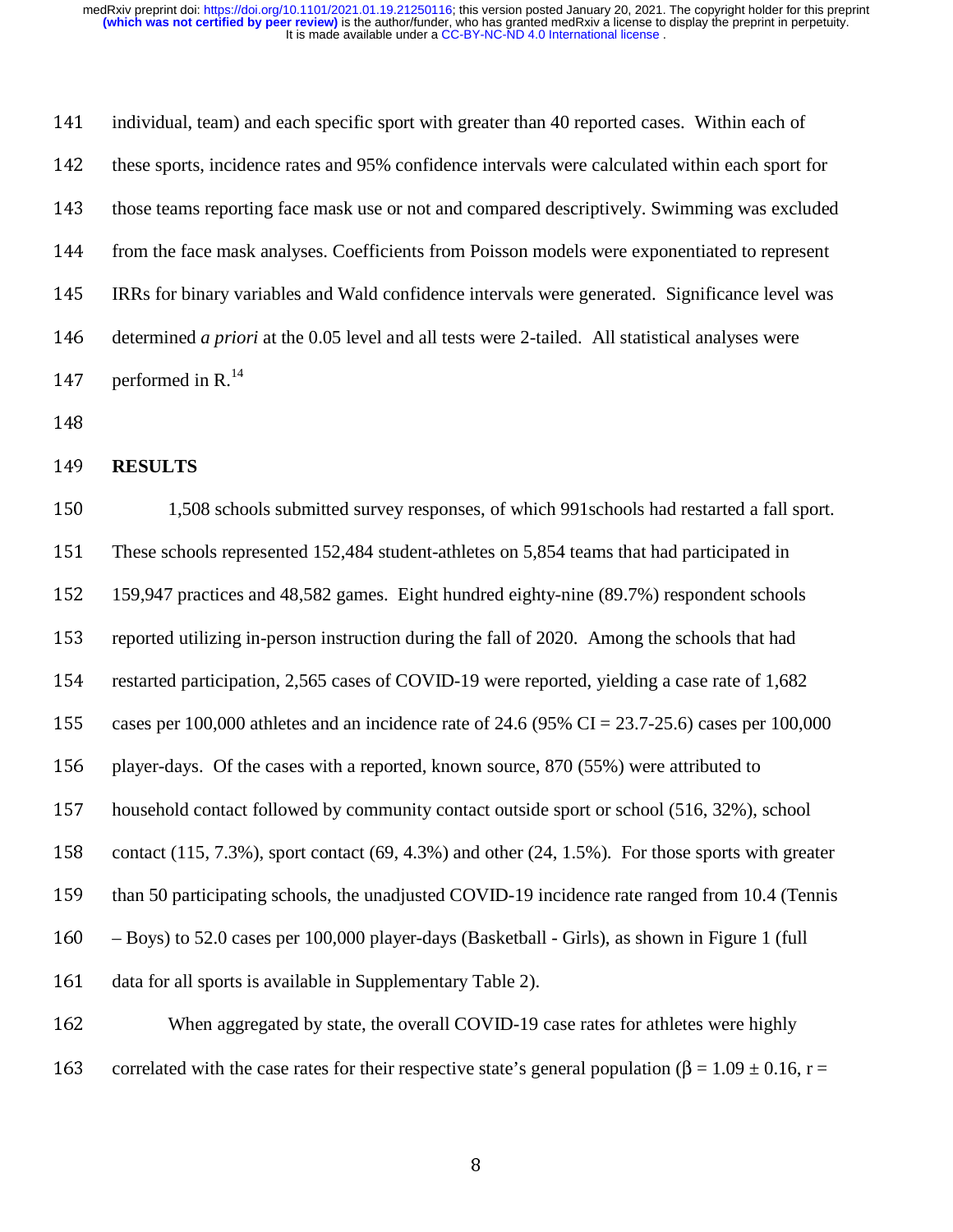individual, team) and each specific sport with greater than 40 reported cases. Within each of these sports, incidence rates and 95% confidence intervals were calculated within each sport for those teams reporting face mask use or not and compared descriptively. Swimming was excluded from the face mask analyses. Coefficients from Poisson models were exponentiated to represent IRRs for binary variables and Wald confidence intervals were generated. Significance level was determined *a priori* at the 0.05 level and all tests were 2-tailed. All statistical analyses were performed in R.[14]

## RESULTS

1,508 schools submitted survey responses, of which 991schools had restarted a fall sport. These schools represented 152,484 student-athletes on 5,854 teams that had participated in 159,947 practices and 48,582 games. Eight hundred eighty-nine (89.7%) respondent schools reported utilizing in-person instruction during the fall of 2020. Among the schools that had restarted participation, 2,565 cases of COVID-19 were reported, yielding a case rate of 1,682 cases per 100,000 athletes and an incidence rate of 24.6 (95% CI = 23.7-25.6) cases per 100,000 player-days. Of the cases with a reported, known source, 870 (55%) were attributed to household contact followed by community contact outside sport or school (516, 32%), school contact (115, 7.3%), sport contact (69, 4.3%) and other (24, 1.5%). For those sports with greater than 50 participating schools, the unadjusted COVID-19 incidence rate ranged from 10.4 (Tennis – Boys) to 52.0 cases per 100,000 player-days (Basketball - Girls), as shown in Figure 1 (full data for all sports is available in Supplementary Table 2).

When aggregated by state, the overall COVID-19 case rates for athletes were highly correlated with the case rates for their respective state's general population ($\beta = 1.09 \pm 0.16$, r =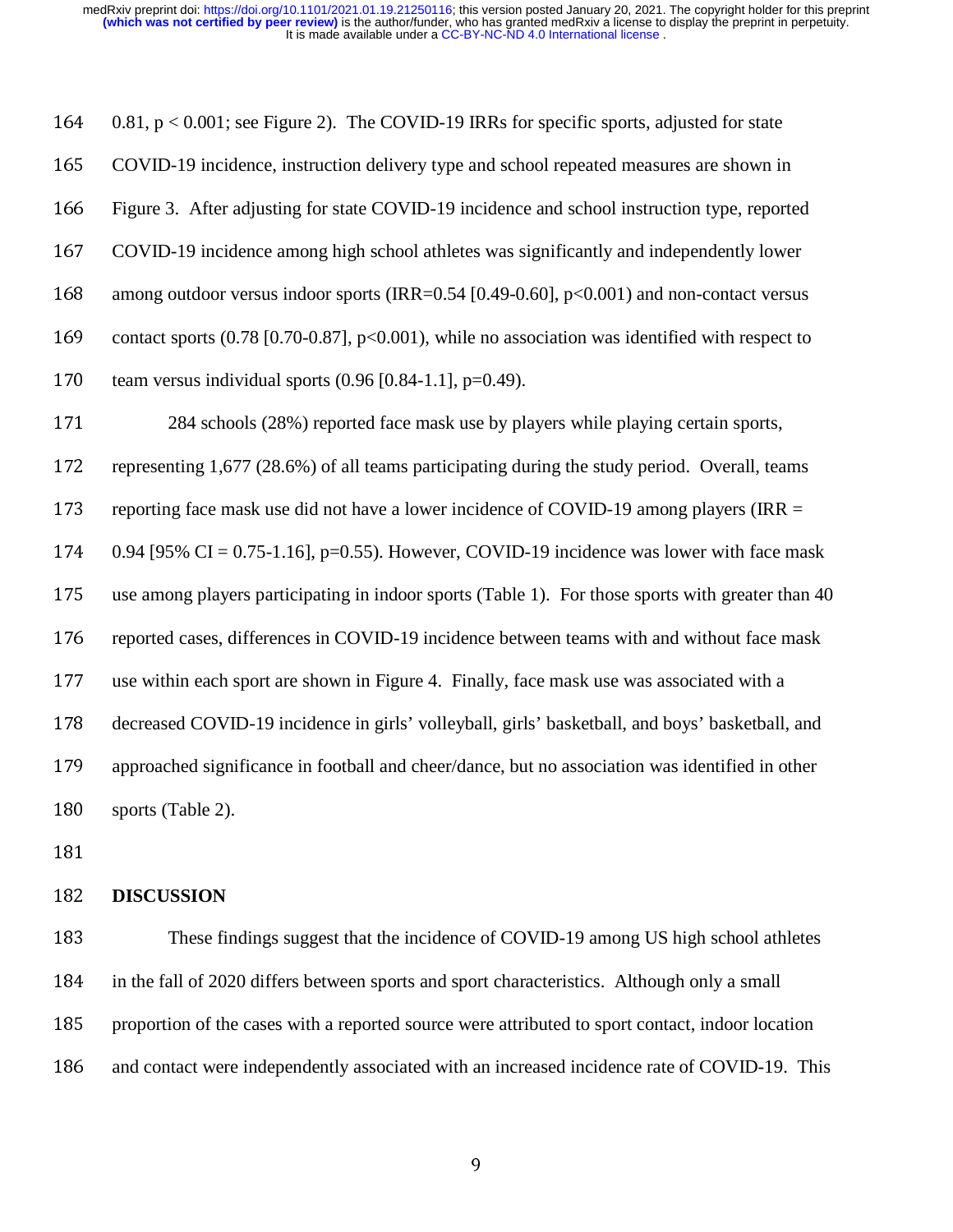0.81, $p < 0.001$; see Figure 2). The COVID-19 IRRs for specific sports, adjusted for state COVID-19 incidence, instruction delivery type and school repeated measures are shown in Figure 3. After adjusting for state COVID-19 incidence and school instruction type, reported COVID-19 incidence among high school athletes was significantly and independently lower among outdoor versus indoor sports (IRR=0.54 [0.49-0.60], $p<0.001$) and non-contact versus contact sports (0.78 [0.70-0.87], $p<0.001$), while no association was identified with respect to team versus individual sports (0.96 [0.84-1.1], $p=0.49$).

284 schools (28%) reported face mask use by players while playing certain sports, representing 1,677 (28.6%) of all teams participating during the study period. Overall, teams reporting face mask use did not have a lower incidence of COVID-19 among players (IRR = 0.94 [95% CI = 0.75-1.16], $p=0.55$). However, COVID-19 incidence was lower with face mask use among players participating in indoor sports (Table 1). For those sports with greater than 40 reported cases, differences in COVID-19 incidence between teams with and without face mask use within each sport are shown in Figure 4. Finally, face mask use was associated with a decreased COVID-19 incidence in girls' volleyball, girls' basketball, and boys' basketball, and approached significance in football and cheer/dance, but no association was identified in other sports (Table 2).

## DISCUSSION

These findings suggest that the incidence of COVID-19 among US high school athletes in the fall of 2020 differs between sports and sport characteristics. Although only a small proportion of the cases with a reported source were attributed to sport contact, indoor location and contact were independently associated with an increased incidence rate of COVID-19. This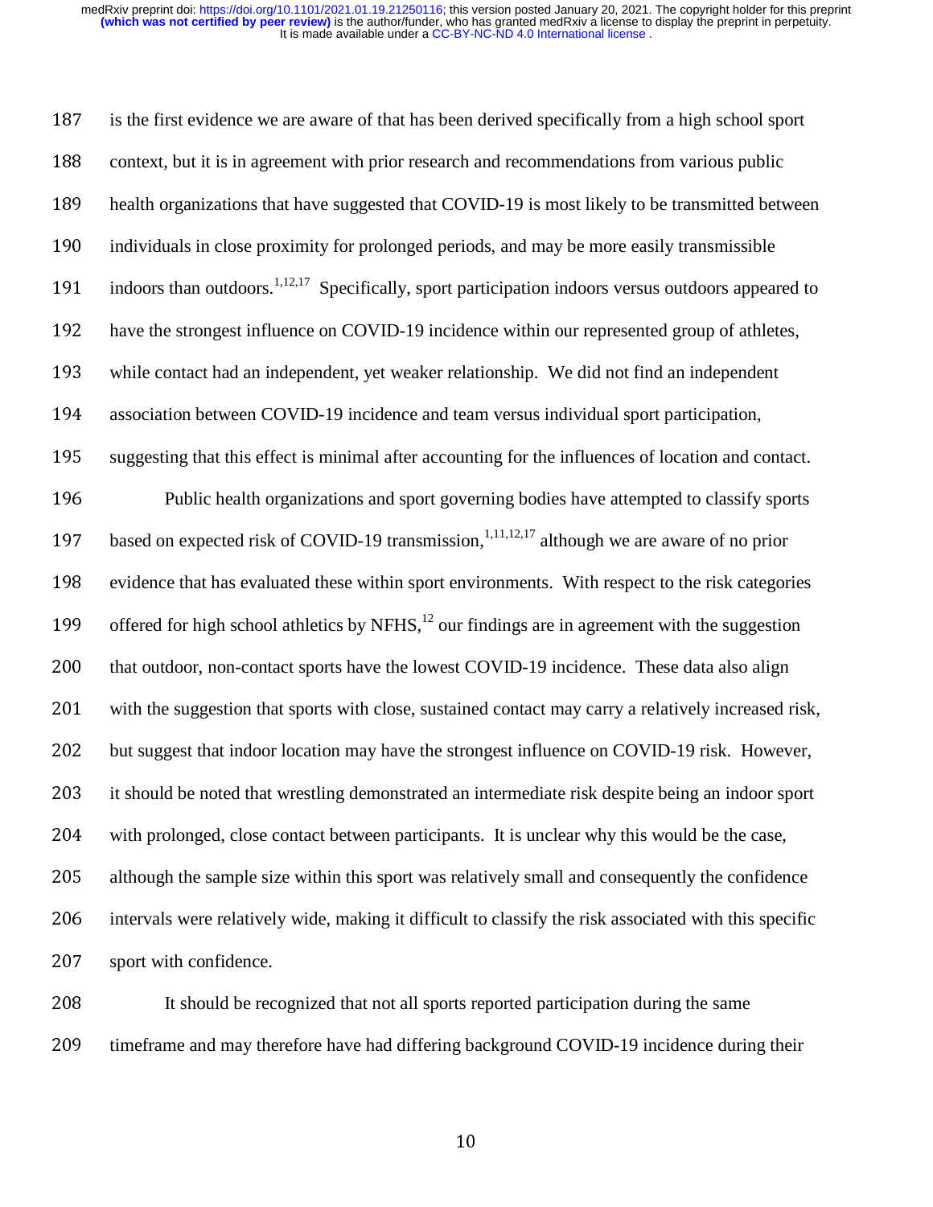is the first evidence we are aware of that has been derived specifically from a high school sport context, but it is in agreement with prior research and recommendations from various public health organizations that have suggested that COVID-19 is most likely to be transmitted between individuals in close proximity for prolonged periods, and may be more easily transmissible indoors than outdoors.[1,12,17] Specifically, sport participation indoors versus outdoors appeared to have the strongest influence on COVID-19 incidence within our represented group of athletes, while contact had an independent, yet weaker relationship. We did not find an independent association between COVID-19 incidence and team versus individual sport participation, suggesting that this effect is minimal after accounting for the influences of location and contact.

Public health organizations and sport governing bodies have attempted to classify sports based on expected risk of COVID-19 transmission,[1,11,12,17] although we are aware of no prior evidence that has evaluated these within sport environments. With respect to the risk categories offered for high school athletics by NFHS,[12] our findings are in agreement with the suggestion that outdoor, non-contact sports have the lowest COVID-19 incidence. These data also align with the suggestion that sports with close, sustained contact may carry a relatively increased risk, but suggest that indoor location may have the strongest influence on COVID-19 risk. However, it should be noted that wrestling demonstrated an intermediate risk despite being an indoor sport with prolonged, close contact between participants. It is unclear why this would be the case, although the sample size within this sport was relatively small and consequently the confidence intervals were relatively wide, making it difficult to classify the risk associated with this specific sport with confidence.

It should be recognized that not all sports reported participation during the same timeframe and may therefore have had differing background COVID-19 incidence during their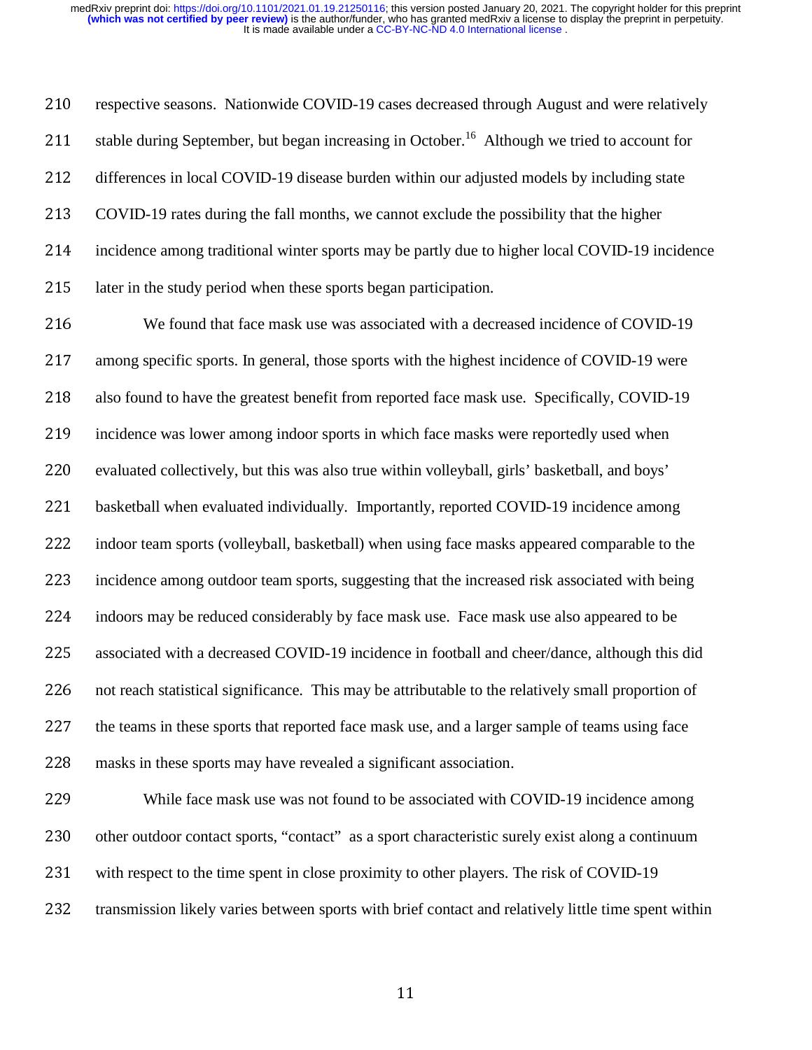respective seasons. Nationwide COVID-19 cases decreased through August and were relatively stable during September, but began increasing in October.[16] Although we tried to account for differences in local COVID-19 disease burden within our adjusted models by including state COVID-19 rates during the fall months, we cannot exclude the possibility that the higher incidence among traditional winter sports may be partly due to higher local COVID-19 incidence later in the study period when these sports began participation.

We found that face mask use was associated with a decreased incidence of COVID-19 among specific sports. In general, those sports with the highest incidence of COVID-19 were also found to have the greatest benefit from reported face mask use. Specifically, COVID-19 incidence was lower among indoor sports in which face masks were reportedly used when evaluated collectively, but this was also true within volleyball, girls' basketball, and boys' basketball when evaluated individually. Importantly, reported COVID-19 incidence among indoor team sports (volleyball, basketball) when using face masks appeared comparable to the incidence among outdoor team sports, suggesting that the increased risk associated with being indoors may be reduced considerably by face mask use. Face mask use also appeared to be associated with a decreased COVID-19 incidence in football and cheer/dance, although this did not reach statistical significance. This may be attributable to the relatively small proportion of the teams in these sports that reported face mask use, and a larger sample of teams using face masks in these sports may have revealed a significant association.

While face mask use was not found to be associated with COVID-19 incidence among other outdoor contact sports, "contact" as a sport characteristic surely exist along a continuum with respect to the time spent in close proximity to other players. The risk of COVID-19 transmission likely varies between sports with brief contact and relatively little time spent within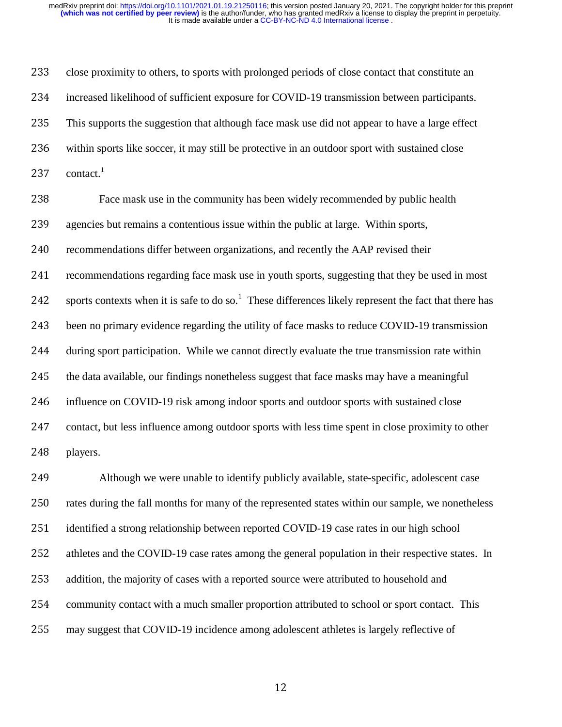close proximity to others, to sports with prolonged periods of close contact that constitute an increased likelihood of sufficient exposure for COVID-19 transmission between participants. This supports the suggestion that although face mask use did not appear to have a large effect within sports like soccer, it may still be protective in an outdoor sport with sustained close contact.[1]

Face mask use in the community has been widely recommended by public health agencies but remains a contentious issue within the public at large. Within sports, recommendations differ between organizations, and recently the AAP revised their recommendations regarding face mask use in youth sports, suggesting that they be used in most sports contexts when it is safe to do so.[1] These differences likely represent the fact that there has been no primary evidence regarding the utility of face masks to reduce COVID-19 transmission during sport participation. While we cannot directly evaluate the true transmission rate within the data available, our findings nonetheless suggest that face masks may have a meaningful influence on COVID-19 risk among indoor sports and outdoor sports with sustained close contact, but less influence among outdoor sports with less time spent in close proximity to other players.

Although we were unable to identify publicly available, state-specific, adolescent case rates during the fall months for many of the represented states within our sample, we nonetheless identified a strong relationship between reported COVID-19 case rates in our high school athletes and the COVID-19 case rates among the general population in their respective states. In addition, the majority of cases with a reported source were attributed to household and community contact with a much smaller proportion attributed to school or sport contact. This may suggest that COVID-19 incidence among adolescent athletes is largely reflective of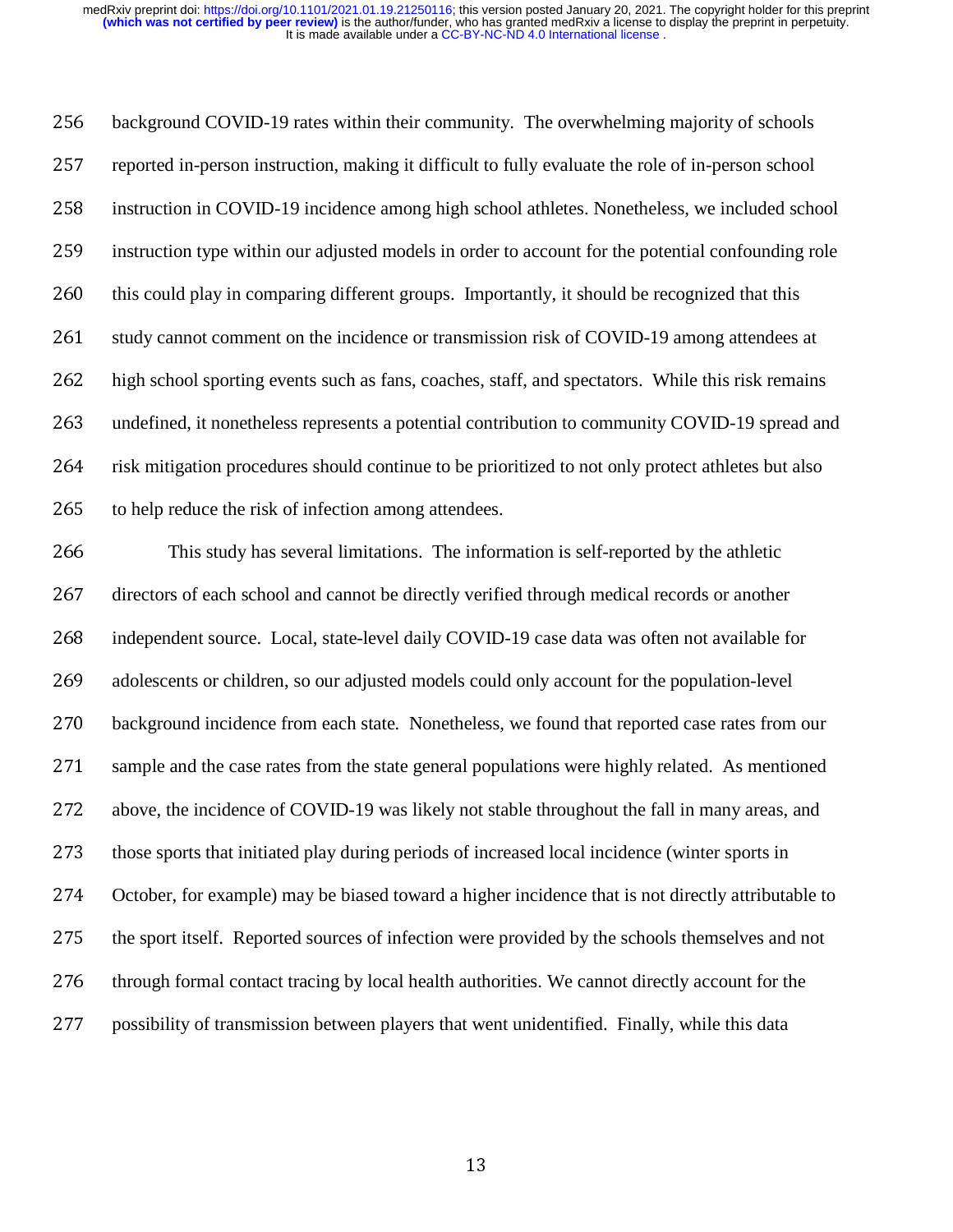background COVID-19 rates within their community. The overwhelming majority of schools reported in-person instruction, making it difficult to fully evaluate the role of in-person school instruction in COVID-19 incidence among high school athletes. Nonetheless, we included school instruction type within our adjusted models in order to account for the potential confounding role this could play in comparing different groups. Importantly, it should be recognized that this study cannot comment on the incidence or transmission risk of COVID-19 among attendees at high school sporting events such as fans, coaches, staff, and spectators. While this risk remains undefined, it nonetheless represents a potential contribution to community COVID-19 spread and risk mitigation procedures should continue to be prioritized to not only protect athletes but also to help reduce the risk of infection among attendees.

This study has several limitations. The information is self-reported by the athletic directors of each school and cannot be directly verified through medical records or another independent source. Local, state-level daily COVID-19 case data was often not available for adolescents or children, so our adjusted models could only account for the population-level background incidence from each state. Nonetheless, we found that reported case rates from our sample and the case rates from the state general populations were highly related. As mentioned above, the incidence of COVID-19 was likely not stable throughout the fall in many areas, and those sports that initiated play during periods of increased local incidence (winter sports in October, for example) may be biased toward a higher incidence that is not directly attributable to the sport itself. Reported sources of infection were provided by the schools themselves and not through formal contact tracing by local health authorities. We cannot directly account for the possibility of transmission between players that went unidentified. Finally, while this data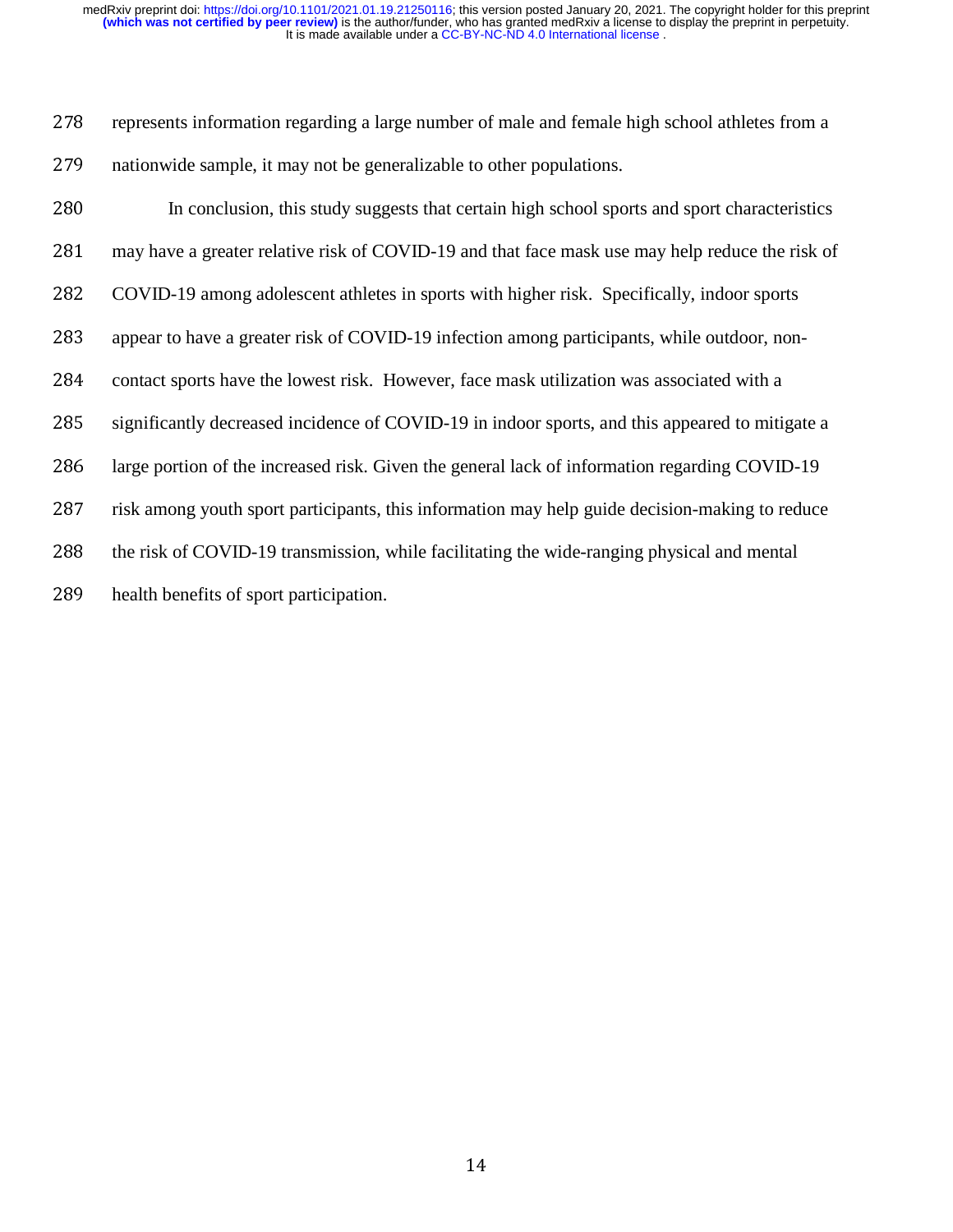represents information regarding a large number of male and female high school athletes from a nationwide sample, it may not be generalizable to other populations.

In conclusion, this study suggests that certain high school sports and sport characteristics may have a greater relative risk of COVID-19 and that face mask use may help reduce the risk of COVID-19 among adolescent athletes in sports with higher risk. Specifically, indoor sports appear to have a greater risk of COVID-19 infection among participants, while outdoor, non-contact sports have the lowest risk. However, face mask utilization was associated with a significantly decreased incidence of COVID-19 in indoor sports, and this appeared to mitigate a large portion of the increased risk. Given the general lack of information regarding COVID-19 risk among youth sport participants, this information may help guide decision-making to reduce the risk of COVID-19 transmission, while facilitating the wide-ranging physical and mental health benefits of sport participation.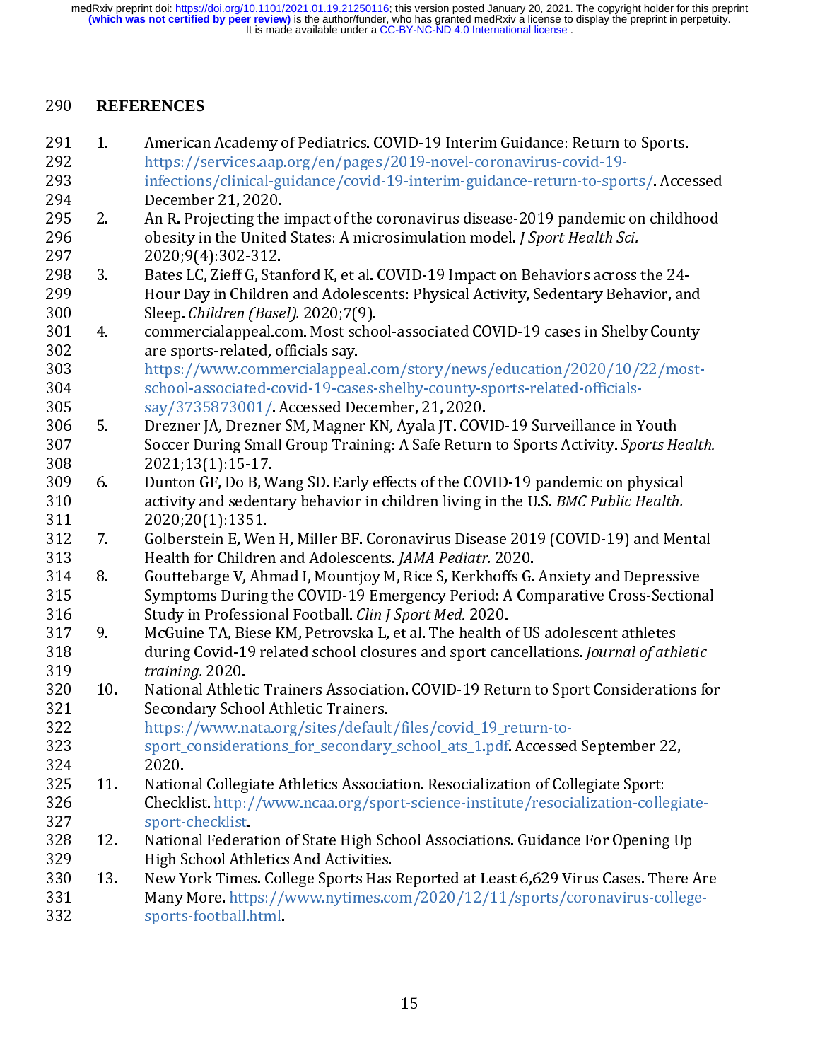## REFERENCES

1. American Academy of Pediatrics. COVID-19 Interim Guidance: Return to Sports. https://services.aap.org/en/pages/2019-novel-coronavirus-covid-19-infections/clinical-guidance/covid-19-interim-guidance-return-to-sports/. Accessed December 21, 2020.
2. An R. Projecting the impact of the coronavirus disease-2019 pandemic on childhood obesity in the United States: A microsimulation model. *J Sport Health Sci.* 2020;9(4):302-312.
3. Bates LC, Zieff G, Stanford K, et al. COVID-19 Impact on Behaviors across the 24-Hour Day in Children and Adolescents: Physical Activity, Sedentary Behavior, and Sleep. *Children (Basel).* 2020;7(9).
4. commercialappeal.com. Most school-associated COVID-19 cases in Shelby County are sports-related, officials say. https://www.commercialappeal.com/story/news/education/2020/10/22/most-school-associated-covid-19-cases-shelby-county-sports-related-officials-say/3735873001/. Accessed December, 21, 2020.
5. Drezner JA, Drezner SM, Magner KN, Ayala JT. COVID-19 Surveillance in Youth Soccer During Small Group Training: A Safe Return to Sports Activity. *Sports Health.* 2021;13(1):15-17.
6. Dunton GF, Do B, Wang SD. Early effects of the COVID-19 pandemic on physical activity and sedentary behavior in children living in the U.S. *BMC Public Health.* 2020;20(1):1351.
7. Golberstein E, Wen H, Miller BF. Coronavirus Disease 2019 (COVID-19) and Mental Health for Children and Adolescents. *JAMA Pediatr.* 2020.
8. Gouttebarge V, Ahmad I, Mountjoy M, Rice S, Kerkhoffs G. Anxiety and Depressive Symptoms During the COVID-19 Emergency Period: A Comparative Cross-Sectional Study in Professional Football. *Clin J Sport Med.* 2020.
9. McGuine TA, Biese KM, Petrovska L, et al. The health of US adolescent athletes during Covid-19 related school closures and sport cancellations. *Journal of athletic training.* 2020.
10. National Athletic Trainers Association. COVID-19 Return to Sport Considerations for Secondary School Athletic Trainers. https://www.nata.org/sites/default/files/covid_19_return-to-sport_considerations_for_secondary_school_ats_1.pdf. Accessed September 22, 2020.
11. National Collegiate Athletics Association. Resocialization of Collegiate Sport: Checklist. http://www.ncaa.org/sport-science-institute/resocialization-collegiate-sport-checklist.
12. National Federation of State High School Associations. Guidance For Opening Up High School Athletics And Activities.
13. New York Times. College Sports Has Reported at Least 6,629 Virus Cases. There Are Many More. https://www.nytimes.com/2020/12/11/sports/coronavirus-college-sports-football.html.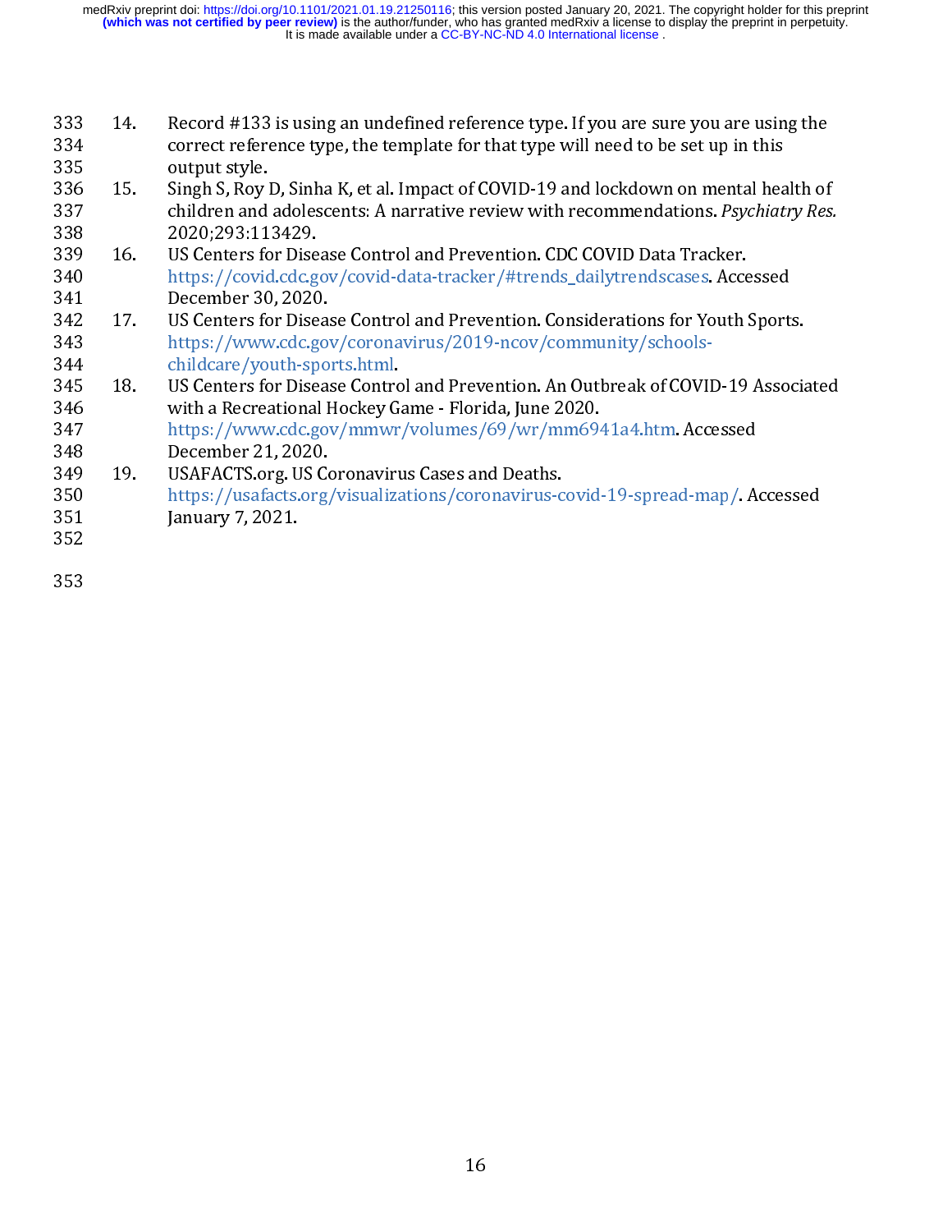14. Record #133 is using an undefined reference type. If you are sure you are using the correct reference type, the template for that type will need to be set up in this output style.
15. Singh S, Roy D, Sinha K, et al. Impact of COVID-19 and lockdown on mental health of children and adolescents: A narrative review with recommendations. *Psychiatry Res.* 2020;293:113429.
16. US Centers for Disease Control and Prevention. CDC COVID Data Tracker. https://covid.cdc.gov/covid-data-tracker/#trends_dailytrendscases. Accessed December 30, 2020.
17. US Centers for Disease Control and Prevention. Considerations for Youth Sports. https://www.cdc.gov/coronavirus/2019-ncov/community/schools-childcare/youth-sports.html.
18. US Centers for Disease Control and Prevention. An Outbreak of COVID-19 Associated with a Recreational Hockey Game - Florida, June 2020. https://www.cdc.gov/mmwr/volumes/69/wr/mm6941a4.htm. Accessed December 21, 2020.
19. USAFACTS.org. US Coronavirus Cases and Deaths. https://usafacts.org/visualizations/coronavirus-covid-19-spread-map/. Accessed January 7, 2021.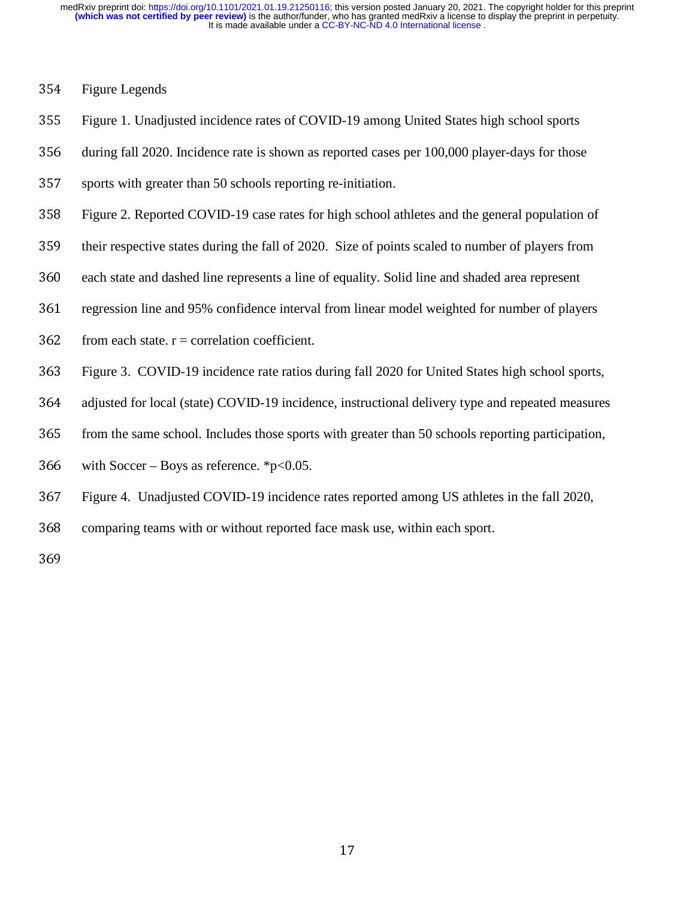## Figure Legends

Figure 1. Unadjusted incidence rates of COVID-19 among United States high school sports during fall 2020. Incidence rate is shown as reported cases per 100,000 player-days for those sports with greater than 50 schools reporting re-initiation.

Figure 2. Reported COVID-19 case rates for high school athletes and the general population of their respective states during the fall of 2020. Size of points scaled to number of players from each state and dashed line represents a line of equality. Solid line and shaded area represent regression line and 95% confidence interval from linear model weighted for number of players from each state. r = correlation coefficient.

Figure 3. COVID-19 incidence rate ratios during fall 2020 for United States high school sports, adjusted for local (state) COVID-19 incidence, instructional delivery type and repeated measures from the same school. Includes those sports with greater than 50 schools reporting participation, with Soccer – Boys as reference. *$p<0.05$.

Figure 4. Unadjusted COVID-19 incidence rates reported among US athletes in the fall 2020, comparing teams with or without reported face mask use, within each sport.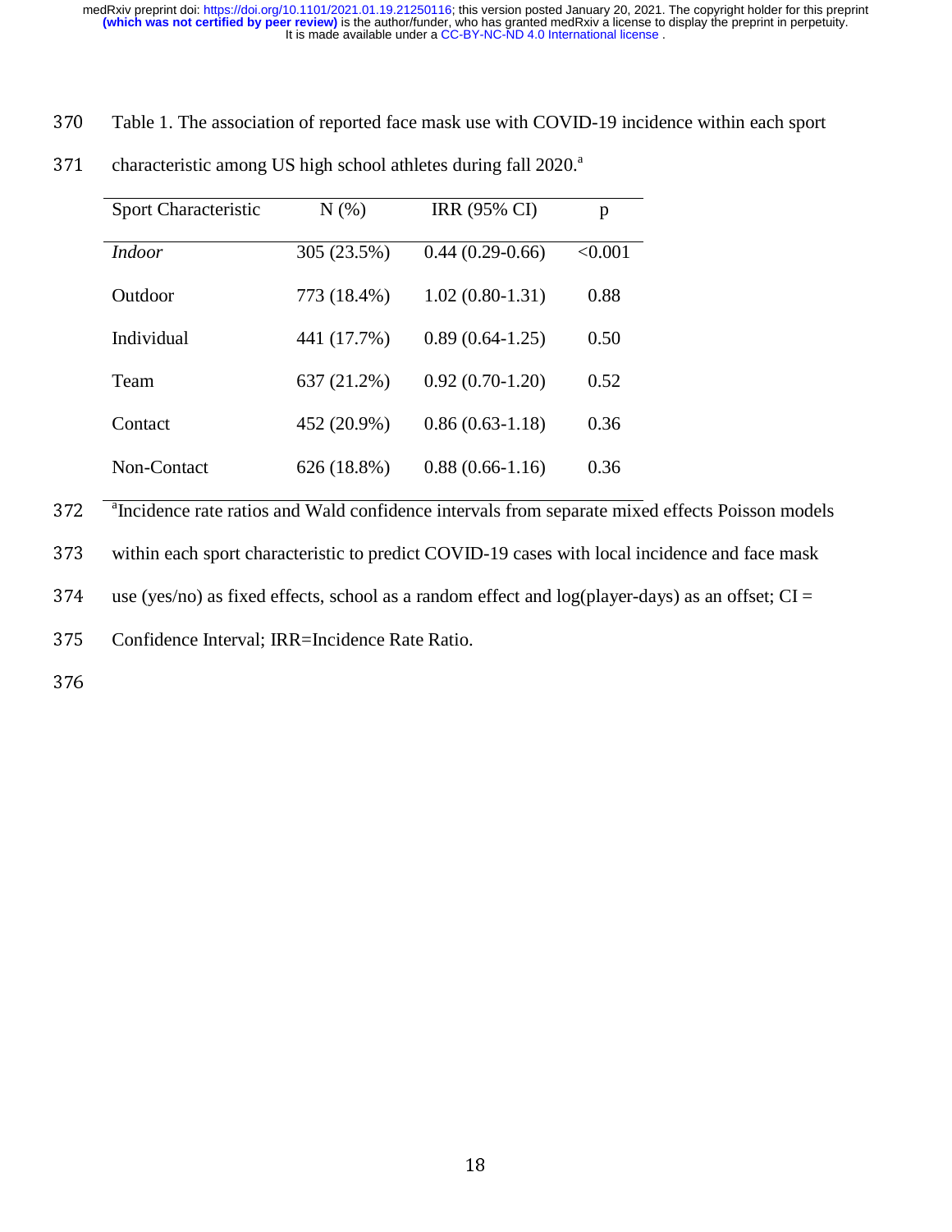Table 1. The association of reported face mask use with COVID-19 incidence within each sport characteristic among US high school athletes during fall 2020.[a]

| Sport Characteristic | N (%) | IRR (95% CI) | p |
|---|---|---|---|
| *Indoor* | 305 (23.5%) | 0.44 (0.29-0.66) | <0.001 |
| Outdoor | 773 (18.4%) | 1.02 (0.80-1.31) | 0.88 |
| Individual | 441 (17.7%) | 0.89 (0.64-1.25) | 0.50 |
| Team | 637 (21.2%) | 0.92 (0.70-1.20) | 0.52 |
| Contact | 452 (20.9%) | 0.86 (0.63-1.18) | 0.36 |
| Non-Contact | 626 (18.8%) | 0.88 (0.66-1.16) | 0.36 |

[a]Incidence rate ratios and Wald confidence intervals from separate mixed effects Poisson models within each sport characteristic to predict COVID-19 cases with local incidence and face mask use (yes/no) as fixed effects, school as a random effect and log(player-days) as an offset; CI = Confidence Interval; IRR=Incidence Rate Ratio.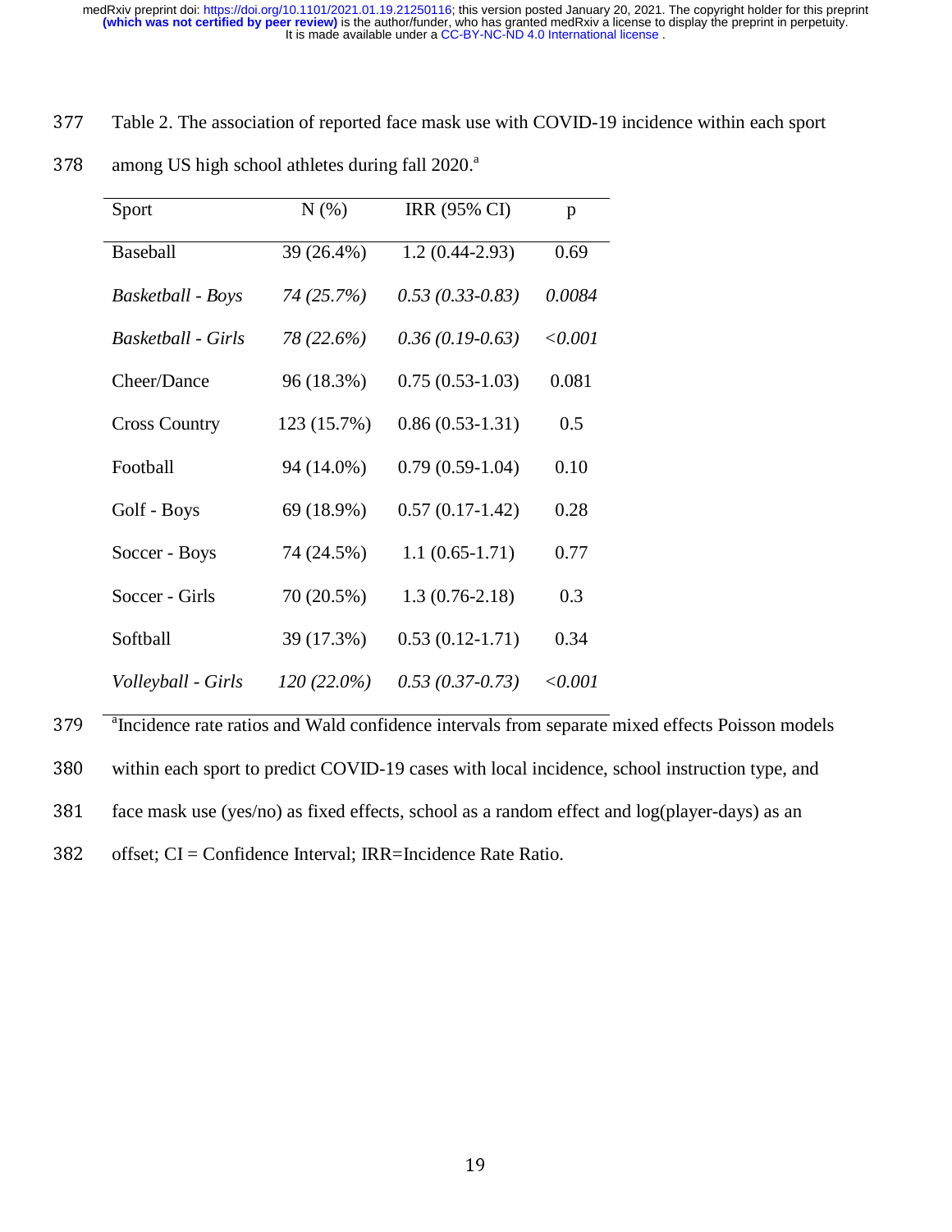Table 2. The association of reported face mask use with COVID-19 incidence within each sport among US high school athletes during fall 2020.[a]

| Sport | N (%) | IRR (95% CI) | p |
|---|---|---|---|
| Baseball | 39 (26.4%) | 1.2 (0.44-2.93) | 0.69 |
| *Basketball - Boys* | *74 (25.7%)* | *0.53 (0.33-0.83)* | *0.0084* |
| *Basketball - Girls* | *78 (22.6%)* | *0.36 (0.19-0.63)* | *<0.001* |
| Cheer/Dance | 96 (18.3%) | 0.75 (0.53-1.03) | 0.081 |
| Cross Country | 123 (15.7%) | 0.86 (0.53-1.31) | 0.5 |
| Football | 94 (14.0%) | 0.79 (0.59-1.04) | 0.10 |
| Golf - Boys | 69 (18.9%) | 0.57 (0.17-1.42) | 0.28 |
| Soccer - Boys | 74 (24.5%) | 1.1 (0.65-1.71) | 0.77 |
| Soccer - Girls | 70 (20.5%) | 1.3 (0.76-2.18) | 0.3 |
| Softball | 39 (17.3%) | 0.53 (0.12-1.71) | 0.34 |
| *Volleyball - Girls* | *120 (22.0%)* | *0.53 (0.37-0.73)* | *<0.001* |

[a]Incidence rate ratios and Wald confidence intervals from separate mixed effects Poisson models within each sport to predict COVID-19 cases with local incidence, school instruction type, and face mask use (yes/no) as fixed effects, school as a random effect and log(player-days) as an offset; CI = Confidence Interval; IRR=Incidence Rate Ratio.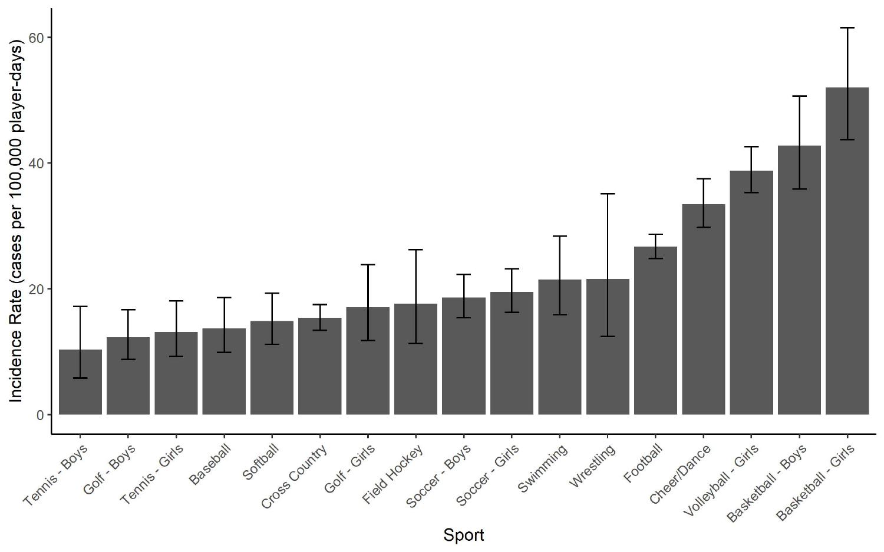Incidence Rate (cases per 100,000 player-days)

60

40

20

0

Tennis - Boys

Golf - Boys

Tennis - Girls

Baseball

Softball

Cross Country

Golf - Girls

Field Hockey

Soccer - Boys

Soccer - Girls

Swimming

Wrestling

Football

Cheer/Dance

Volleyball - Girls

Basketball - Boys

Basketball - Girls

Sport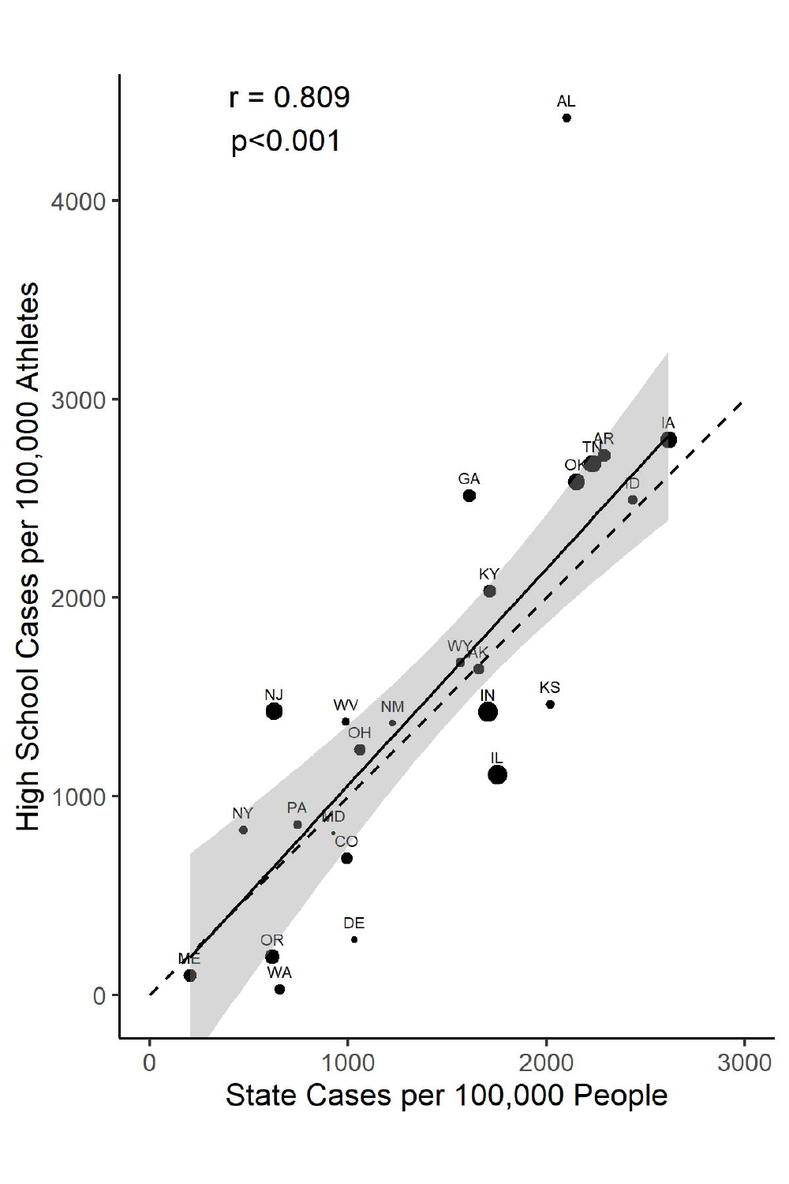r = 0.809

$p < 0.001$

High School Cases per 100,000 Athletes

State Cases per 100,000 People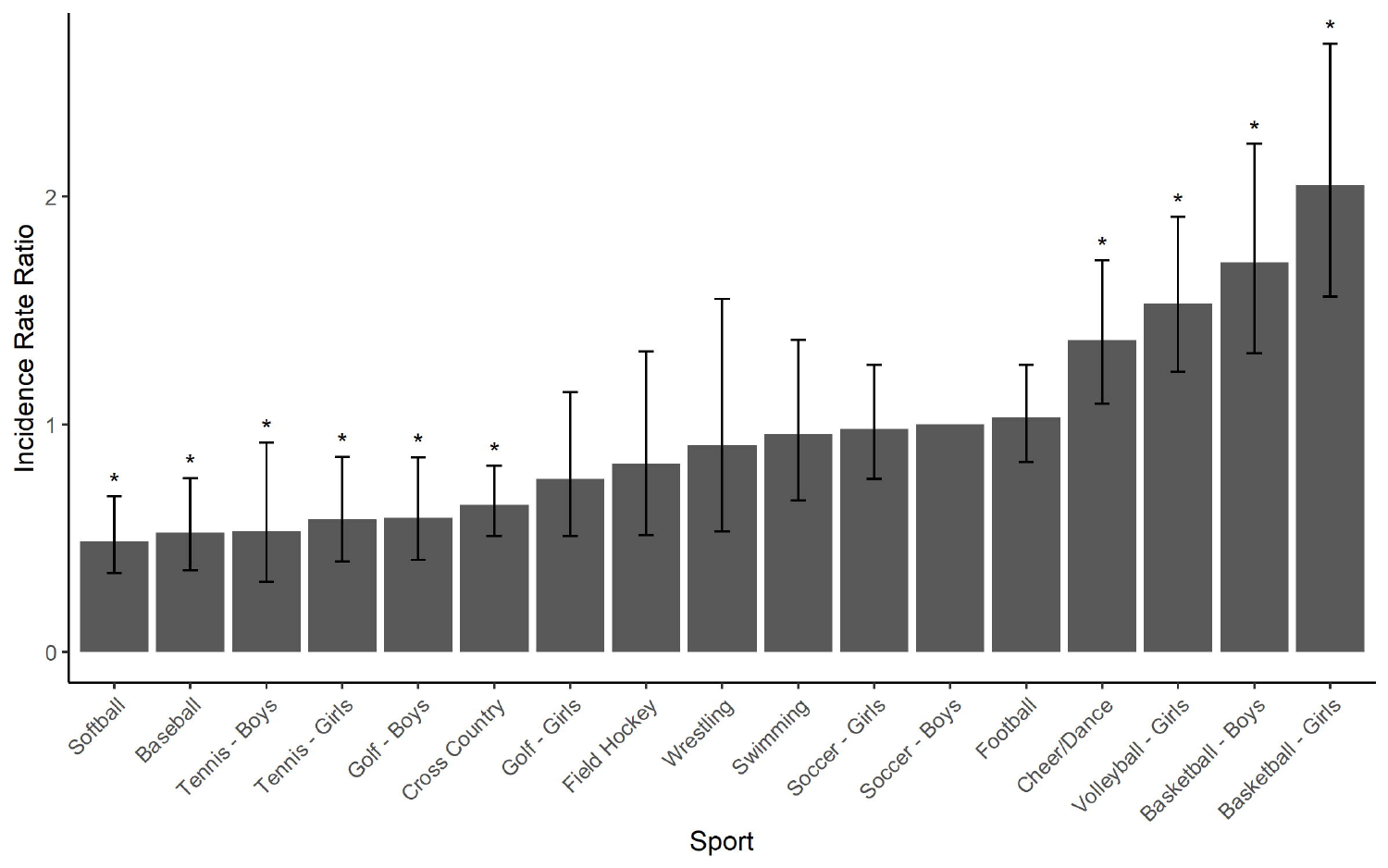Incidence Rate Ratio

Sport

Softball*, Baseball*, Tennis - Boys*, Tennis - Girls*, Golf - Boys*, Cross Country*, Golf - Girls, Field Hockey, Wrestling, Swimming, Soccer - Girls, Soccer - Boys, Football, Cheer/Dance*, Volleyball - Girls*, Basketball - Boys*, Basketball - Girls*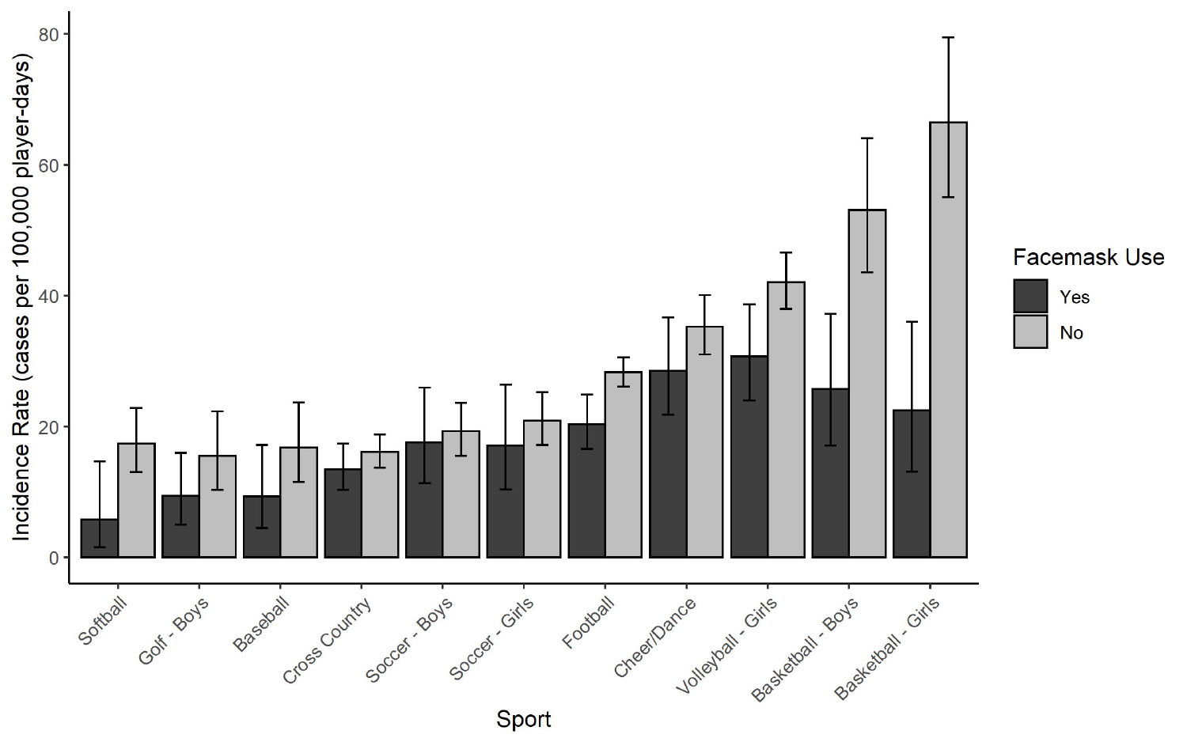Incidence Rate (cases per 100,000 player-days)

0
20
40
60
80

Facemask Use

Yes

No

Softball
Golf - Boys
Baseball
Cross Country
Soccer - Boys
Soccer - Girls
Football
Cheer/Dance
Volleyball - Girls
Basketball - Boys
Basketball - Girls

Sport